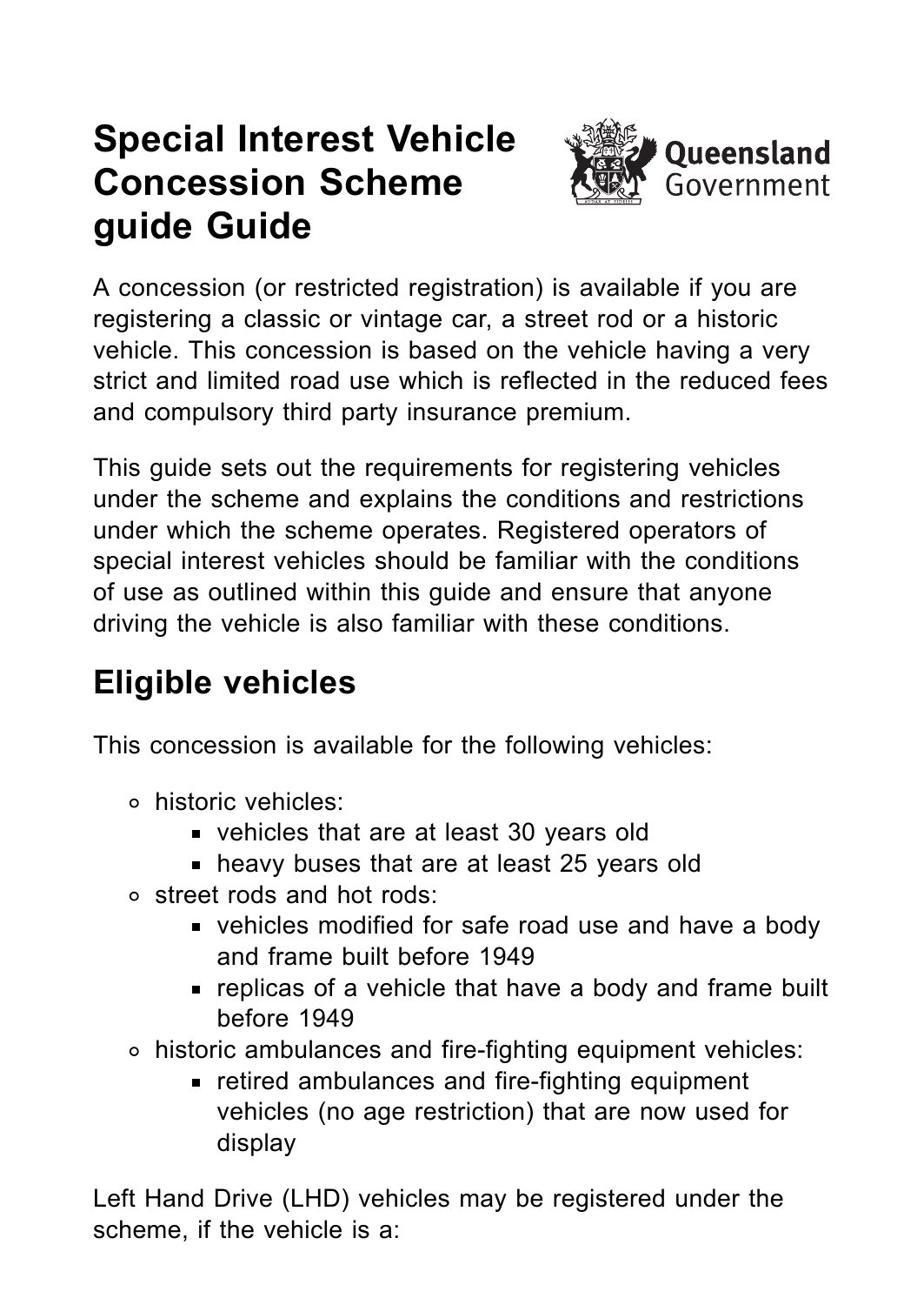# Special Interest Vehicle Concession Scheme guide Guide

A concession (or restricted registration) is available if you are registering a classic or vintage car, a street rod or a historic vehicle. This concession is based on the vehicle having a very strict and limited road use which is reflected in the reduced fees and compulsory third party insurance premium.

This guide sets out the requirements for registering vehicles under the scheme and explains the conditions and restrictions under which the scheme operates. Registered operators of special interest vehicles should be familiar with the conditions of use as outlined within this guide and ensure that anyone driving the vehicle is also familiar with these conditions.

## Eligible vehicles

This concession is available for the following vehicles:

- historic vehicles:
  - vehicles that are at least 30 years old
  - heavy buses that are at least 25 years old
- street rods and hot rods:
  - vehicles modified for safe road use and have a body and frame built before 1949
  - replicas of a vehicle that have a body and frame built before 1949
- historic ambulances and fire-fighting equipment vehicles:
  - retired ambulances and fire-fighting equipment vehicles (no age restriction) that are now used for display

Left Hand Drive (LHD) vehicles may be registered under the scheme, if the vehicle is a: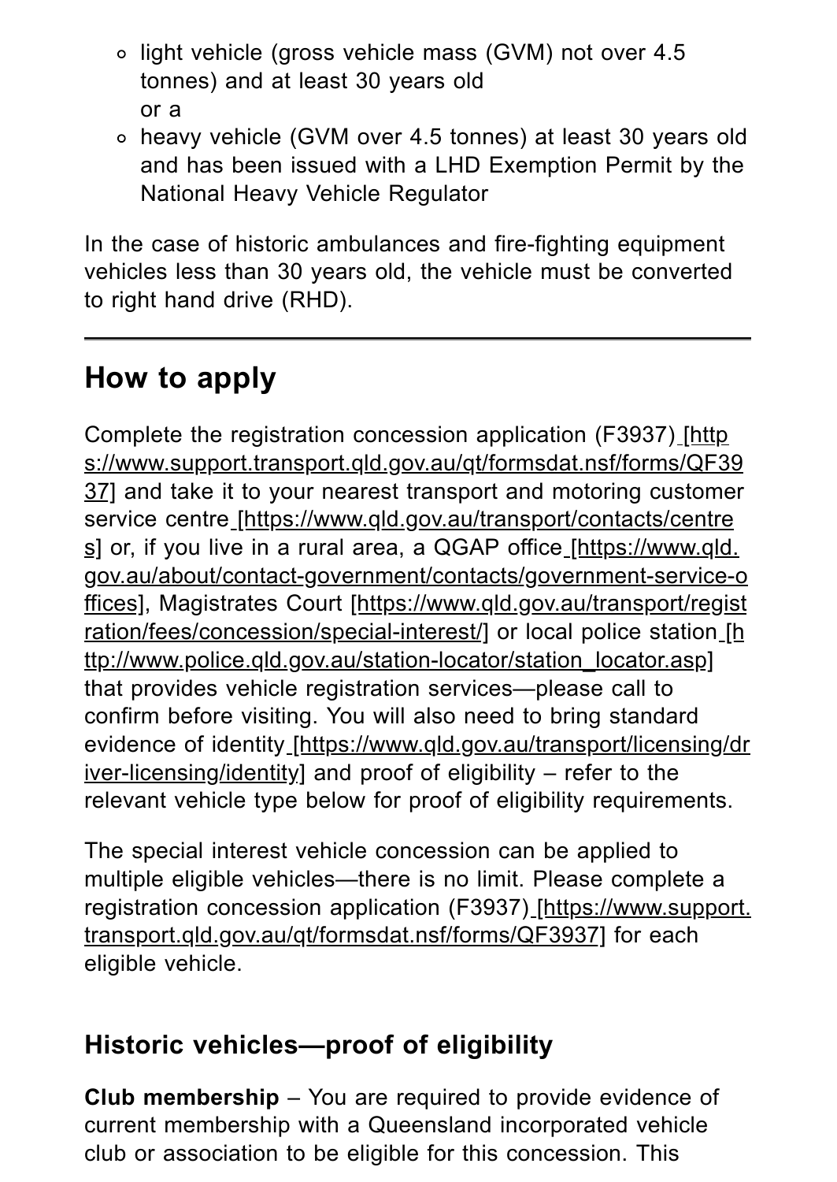- light vehicle (gross vehicle mass (GVM) not over 4.5 tonnes) and at least 30 years old
  or a
- heavy vehicle (GVM over 4.5 tonnes) at least 30 years old and has been issued with a LHD Exemption Permit by the National Heavy Vehicle Regulator

In the case of historic ambulances and fire-fighting equipment vehicles less than 30 years old, the vehicle must be converted to right hand drive (RHD).

---

## How to apply

Complete the registration concession application (F3937) [https://www.support.transport.qld.gov.au/qt/formsdat.nsf/forms/QF3937] and take it to your nearest transport and motoring customer service centre [https://www.qld.gov.au/transport/contacts/centres] or, if you live in a rural area, a QGAP office [https://www.qld.gov.au/about/contact-government/contacts/government-service-offices], Magistrates Court [https://www.qld.gov.au/transport/registration/fees/concession/special-interest/] or local police station [http://www.police.qld.gov.au/station-locator/station_locator.asp] that provides vehicle registration services—please call to confirm before visiting. You will also need to bring standard evidence of identity [https://www.qld.gov.au/transport/licensing/driver-licensing/identity] and proof of eligibility – refer to the relevant vehicle type below for proof of eligibility requirements.

The special interest vehicle concession can be applied to multiple eligible vehicles—there is no limit. Please complete a registration concession application (F3937) [https://www.support.transport.qld.gov.au/qt/formsdat.nsf/forms/QF3937] for each eligible vehicle.

### Historic vehicles—proof of eligibility

**Club membership** – You are required to provide evidence of current membership with a Queensland incorporated vehicle club or association to be eligible for this concession. This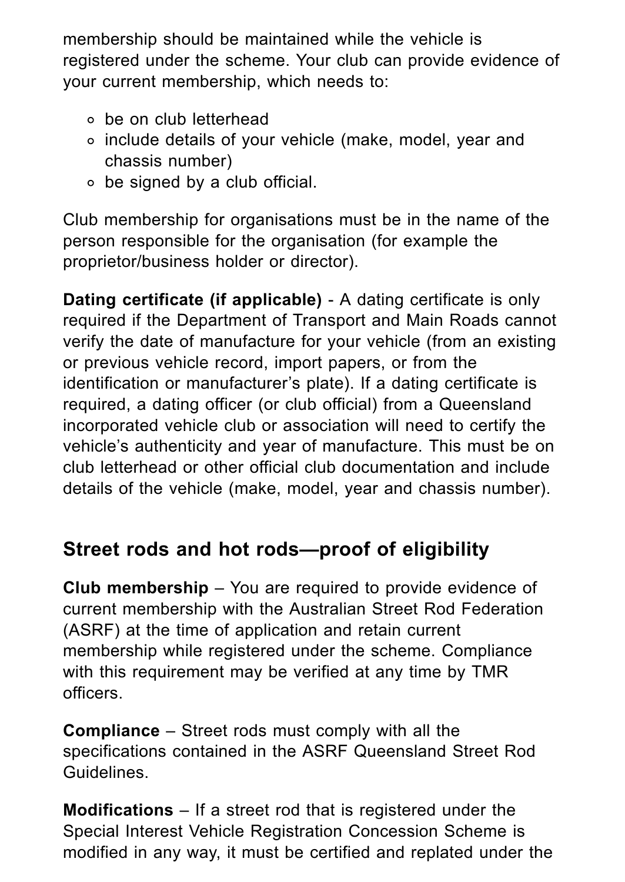membership should be maintained while the vehicle is registered under the scheme. Your club can provide evidence of your current membership, which needs to:

- be on club letterhead
- include details of your vehicle (make, model, year and chassis number)
- be signed by a club official.

Club membership for organisations must be in the name of the person responsible for the organisation (for example the proprietor/business holder or director).

**Dating certificate (if applicable)** - A dating certificate is only required if the Department of Transport and Main Roads cannot verify the date of manufacture for your vehicle (from an existing or previous vehicle record, import papers, or from the identification or manufacturer's plate). If a dating certificate is required, a dating officer (or club official) from a Queensland incorporated vehicle club or association will need to certify the vehicle's authenticity and year of manufacture. This must be on club letterhead or other official club documentation and include details of the vehicle (make, model, year and chassis number).

## Street rods and hot rods—proof of eligibility

**Club membership** – You are required to provide evidence of current membership with the Australian Street Rod Federation (ASRF) at the time of application and retain current membership while registered under the scheme. Compliance with this requirement may be verified at any time by TMR officers.

**Compliance** – Street rods must comply with all the specifications contained in the ASRF Queensland Street Rod Guidelines.

**Modifications** – If a street rod that is registered under the Special Interest Vehicle Registration Concession Scheme is modified in any way, it must be certified and replated under the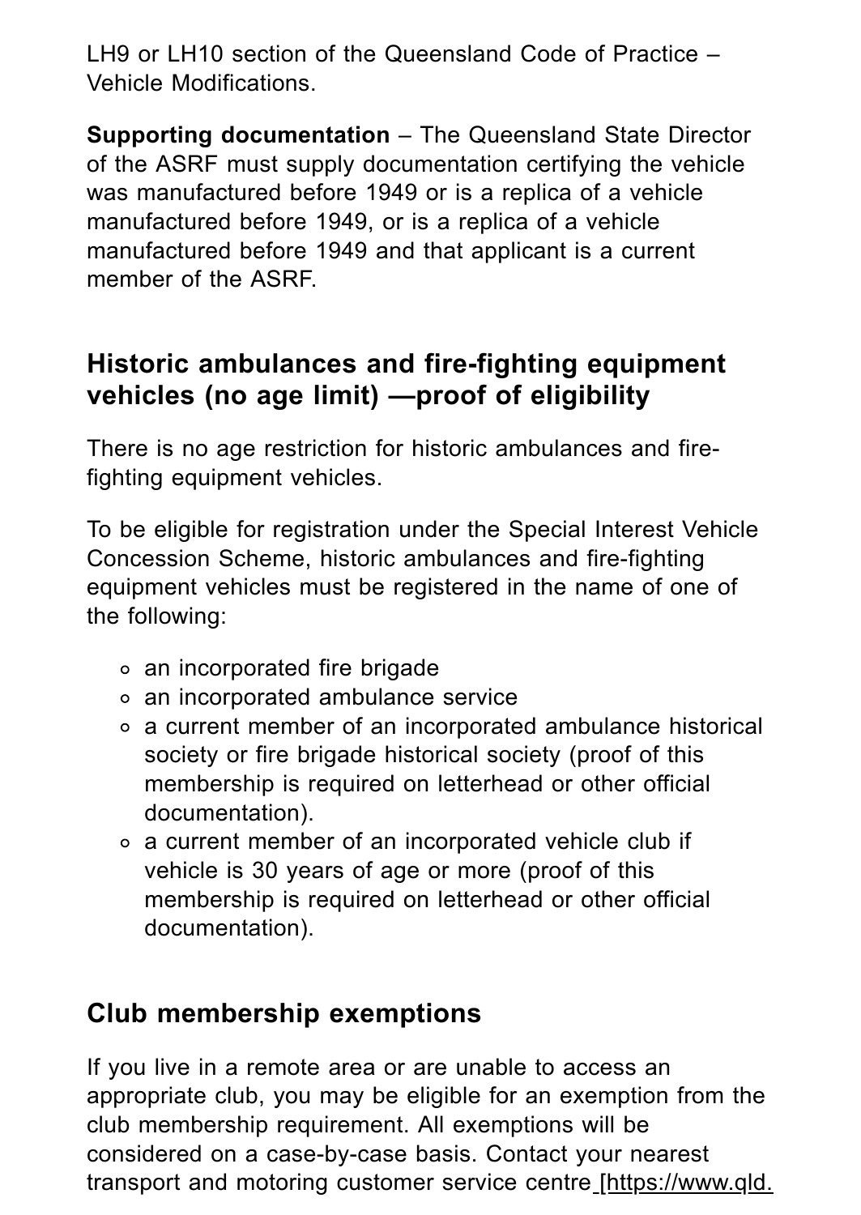LH9 or LH10 section of the Queensland Code of Practice – Vehicle Modifications.

**Supporting documentation** – The Queensland State Director of the ASRF must supply documentation certifying the vehicle was manufactured before 1949 or is a replica of a vehicle manufactured before 1949, or is a replica of a vehicle manufactured before 1949 and that applicant is a current member of the ASRF.

## Historic ambulances and fire-fighting equipment vehicles (no age limit) —proof of eligibility

There is no age restriction for historic ambulances and fire-fighting equipment vehicles.

To be eligible for registration under the Special Interest Vehicle Concession Scheme, historic ambulances and fire-fighting equipment vehicles must be registered in the name of one of the following:

- an incorporated fire brigade
- an incorporated ambulance service
- a current member of an incorporated ambulance historical society or fire brigade historical society (proof of this membership is required on letterhead or other official documentation).
- a current member of an incorporated vehicle club if vehicle is 30 years of age or more (proof of this membership is required on letterhead or other official documentation).

## Club membership exemptions

If you live in a remote area or are unable to access an appropriate club, you may be eligible for an exemption from the club membership requirement. All exemptions will be considered on a case-by-case basis. Contact your nearest transport and motoring customer service centre [https://www.qld.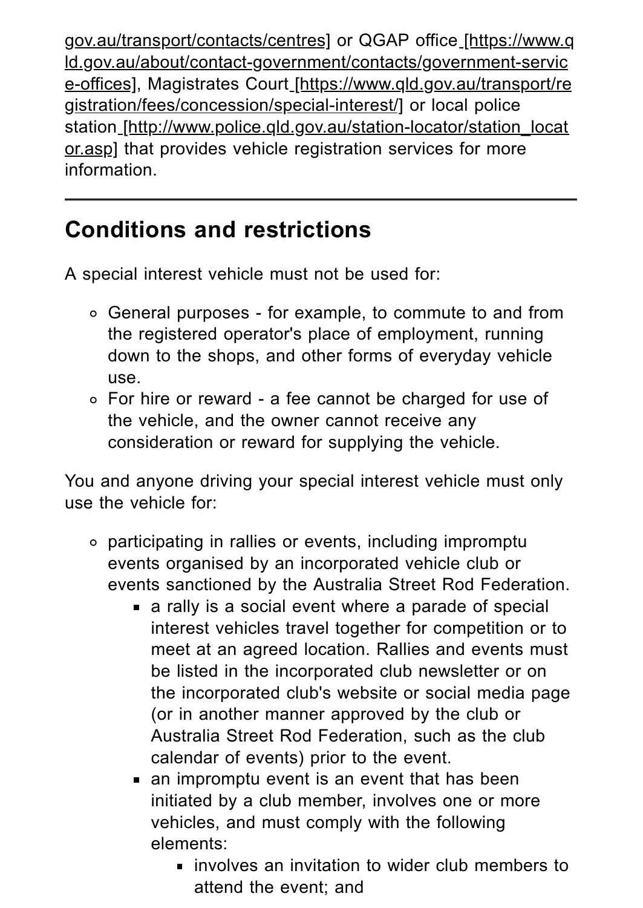gov.au/transport/contacts/centres] or QGAP office [https://www.qld.gov.au/about/contact-government/contacts/government-service-offices], Magistrates Court [https://www.qld.gov.au/transport/registration/fees/concession/special-interest/] or local police station [http://www.police.qld.gov.au/station-locator/station_locator.asp] that provides vehicle registration services for more information.

---

## Conditions and restrictions

A special interest vehicle must not be used for:

- General purposes - for example, to commute to and from the registered operator's place of employment, running down to the shops, and other forms of everyday vehicle use.
- For hire or reward - a fee cannot be charged for use of the vehicle, and the owner cannot receive any consideration or reward for supplying the vehicle.

You and anyone driving your special interest vehicle must only use the vehicle for:

- participating in rallies or events, including impromptu events organised by an incorporated vehicle club or events sanctioned by the Australia Street Rod Federation.
  - a rally is a social event where a parade of special interest vehicles travel together for competition or to meet at an agreed location. Rallies and events must be listed in the incorporated club newsletter or on the incorporated club's website or social media page (or in another manner approved by the club or Australia Street Rod Federation, such as the club calendar of events) prior to the event.
  - an impromptu event is an event that has been initiated by a club member, involves one or more vehicles, and must comply with the following elements:
    - involves an invitation to wider club members to attend the event; and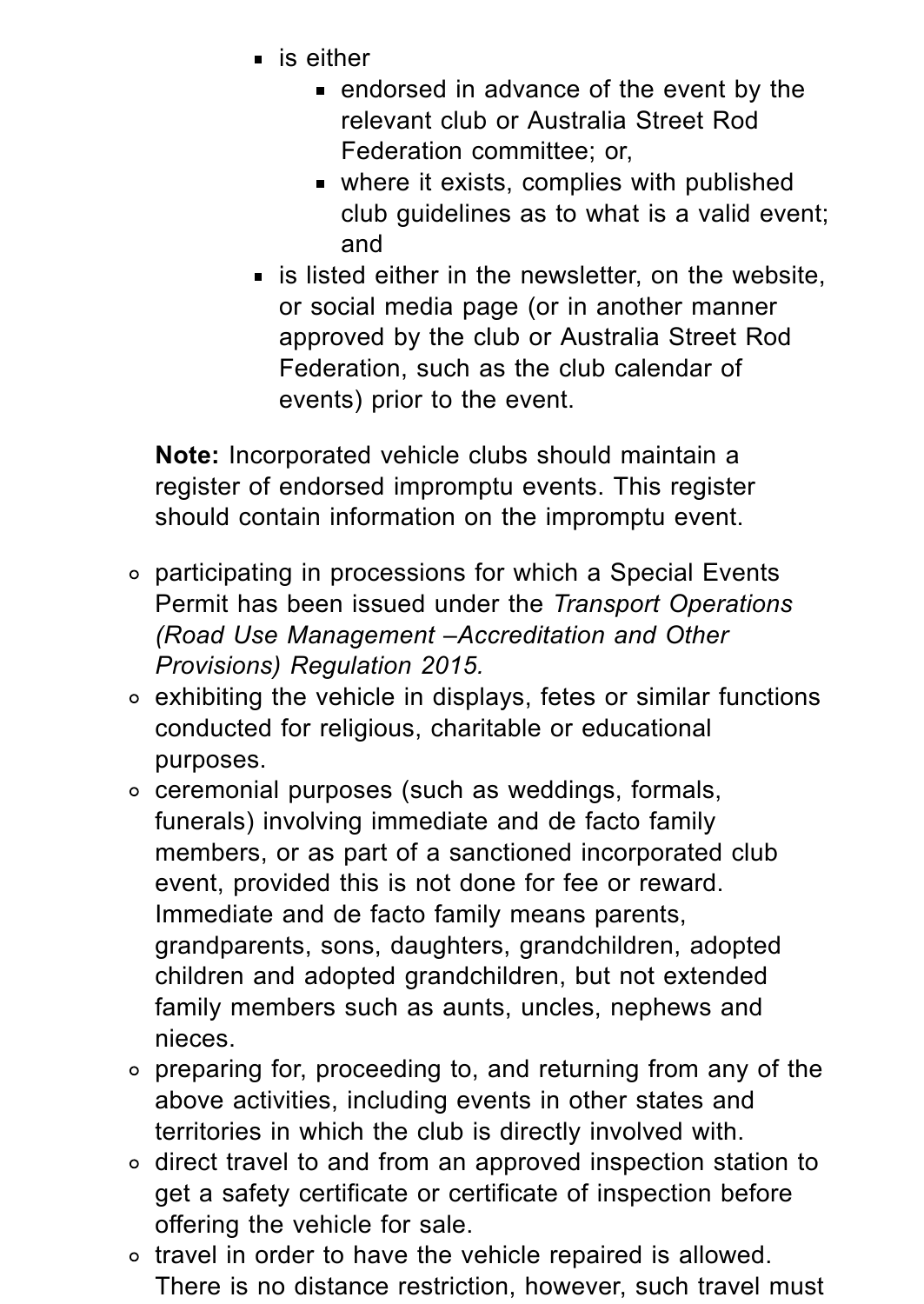- is either
            - endorsed in advance of the event by the relevant club or Australia Street Rod Federation committee; or,
            - where it exists, complies with published club guidelines as to what is a valid event; and
        - is listed either in the newsletter, on the website, or social media page (or in another manner approved by the club or Australia Street Rod Federation, such as the club calendar of events) prior to the event.

    **Note:** Incorporated vehicle clubs should maintain a register of endorsed impromptu events. This register should contain information on the impromptu event.

    - participating in processions for which a Special Events Permit has been issued under the *Transport Operations (Road Use Management –Accreditation and Other Provisions) Regulation 2015.*
    - exhibiting the vehicle in displays, fetes or similar functions conducted for religious, charitable or educational purposes.
    - ceremonial purposes (such as weddings, formals, funerals) involving immediate and de facto family members, or as part of a sanctioned incorporated club event, provided this is not done for fee or reward. Immediate and de facto family means parents, grandparents, sons, daughters, grandchildren, adopted children and adopted grandchildren, but not extended family members such as aunts, uncles, nephews and nieces.
    - preparing for, proceeding to, and returning from any of the above activities, including events in other states and territories in which the club is directly involved with.
    - direct travel to and from an approved inspection station to get a safety certificate or certificate of inspection before offering the vehicle for sale.
    - travel in order to have the vehicle repaired is allowed. There is no distance restriction, however, such travel must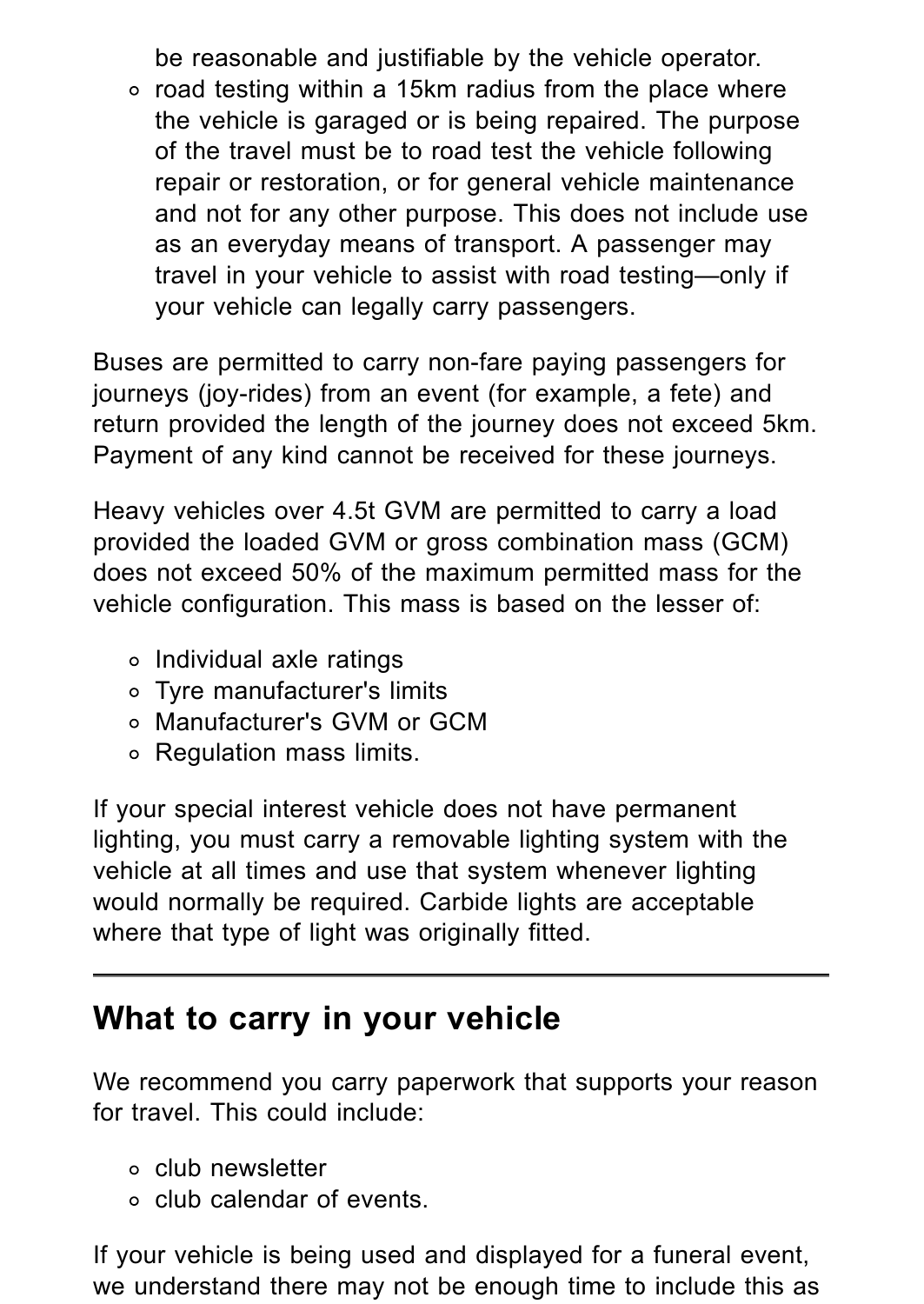be reasonable and justifiable by the vehicle operator.
- road testing within a 15km radius from the place where the vehicle is garaged or is being repaired. The purpose of the travel must be to road test the vehicle following repair or restoration, or for general vehicle maintenance and not for any other purpose. This does not include use as an everyday means of transport. A passenger may travel in your vehicle to assist with road testing—only if your vehicle can legally carry passengers.

Buses are permitted to carry non-fare paying passengers for journeys (joy-rides) from an event (for example, a fete) and return provided the length of the journey does not exceed 5km. Payment of any kind cannot be received for these journeys.

Heavy vehicles over 4.5t GVM are permitted to carry a load provided the loaded GVM or gross combination mass (GCM) does not exceed 50% of the maximum permitted mass for the vehicle configuration. This mass is based on the lesser of:

- Individual axle ratings
- Tyre manufacturer's limits
- Manufacturer's GVM or GCM
- Regulation mass limits.

If your special interest vehicle does not have permanent lighting, you must carry a removable lighting system with the vehicle at all times and use that system whenever lighting would normally be required. Carbide lights are acceptable where that type of light was originally fitted.

---

## What to carry in your vehicle

We recommend you carry paperwork that supports your reason for travel. This could include:

- club newsletter
- club calendar of events.

If your vehicle is being used and displayed for a funeral event, we understand there may not be enough time to include this as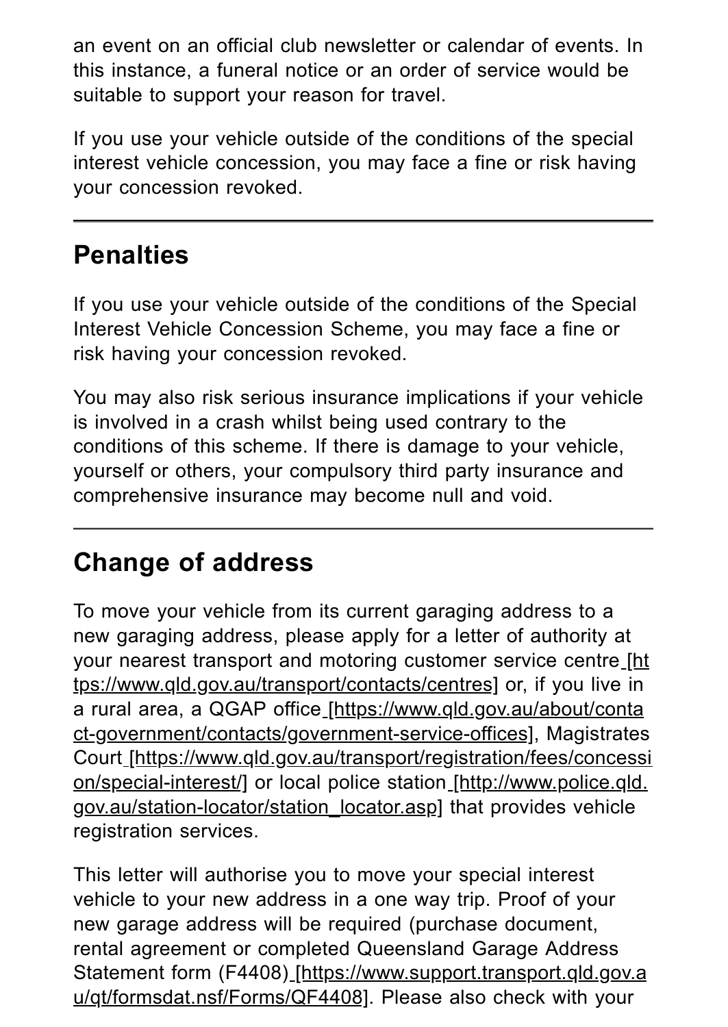an event on an official club newsletter or calendar of events. In this instance, a funeral notice or an order of service would be suitable to support your reason for travel.

If you use your vehicle outside of the conditions of the special interest vehicle concession, you may face a fine or risk having your concession revoked.

---

## Penalties

If you use your vehicle outside of the conditions of the Special Interest Vehicle Concession Scheme, you may face a fine or risk having your concession revoked.

You may also risk serious insurance implications if your vehicle is involved in a crash whilst being used contrary to the conditions of this scheme. If there is damage to your vehicle, yourself or others, your compulsory third party insurance and comprehensive insurance may become null and void.

---

## Change of address

To move your vehicle from its current garaging address to a new garaging address, please apply for a letter of authority at your nearest transport and motoring customer service centre [https://www.qld.gov.au/transport/contacts/centres] or, if you live in a rural area, a QGAP office [https://www.qld.gov.au/about/contact-government/contacts/government-service-offices], Magistrates Court [https://www.qld.gov.au/transport/registration/fees/concession/special-interest/] or local police station [http://www.police.qld.gov.au/station-locator/station_locator.asp] that provides vehicle registration services.

This letter will authorise you to move your special interest vehicle to your new address in a one way trip. Proof of your new garage address will be required (purchase document, rental agreement or completed Queensland Garage Address Statement form (F4408) [https://www.support.transport.qld.gov.au/qt/formsdat.nsf/Forms/QF4408]. Please also check with your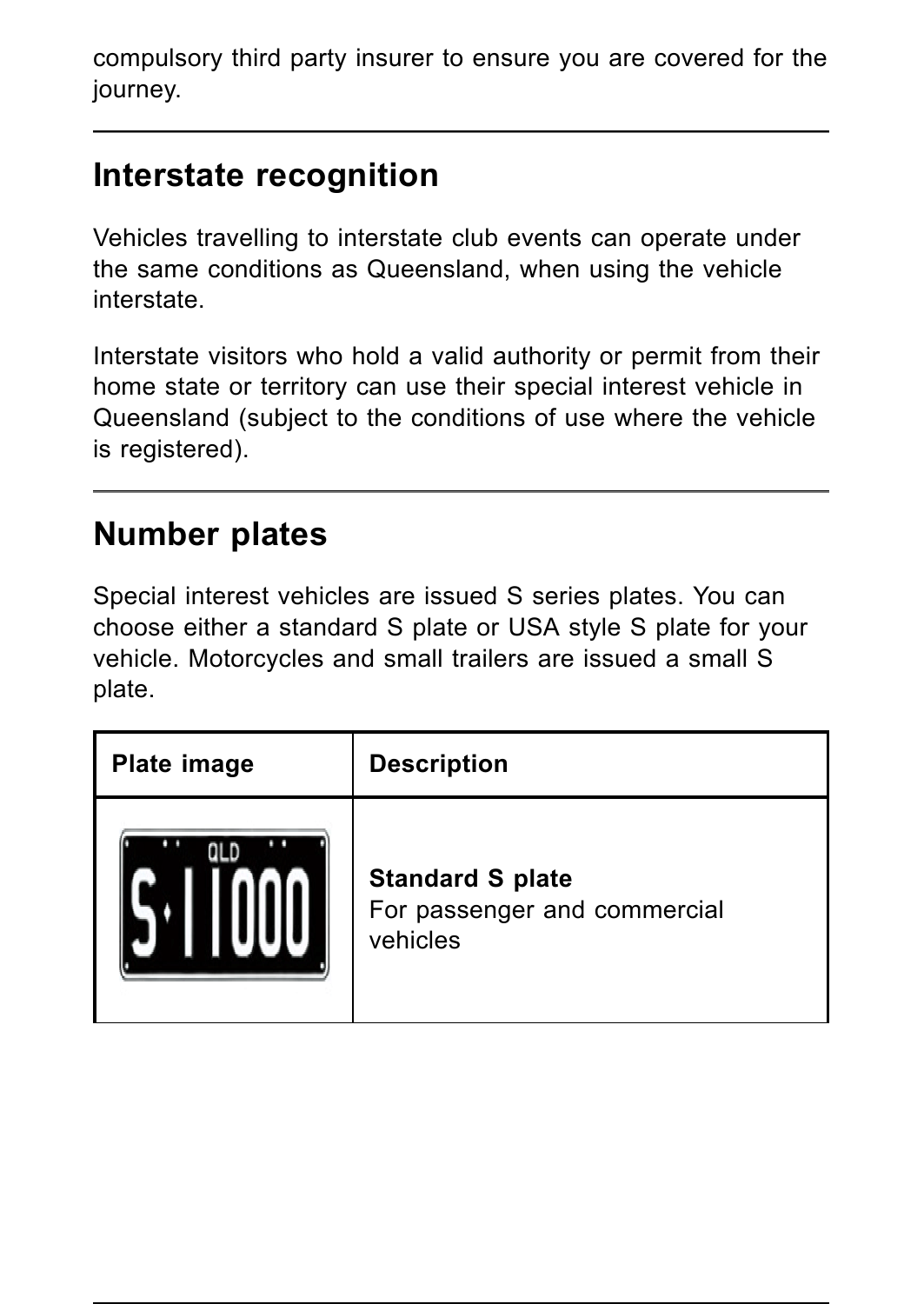compulsory third party insurer to ensure you are covered for the journey.

## Interstate recognition

Vehicles travelling to interstate club events can operate under the same conditions as Queensland, when using the vehicle interstate.

Interstate visitors who hold a valid authority or permit from their home state or territory can use their special interest vehicle in Queensland (subject to the conditions of use where the vehicle is registered).

## Number plates

Special interest vehicles are issued S series plates. You can choose either a standard S plate or USA style S plate for your vehicle. Motorcycles and small trailers are issued a small S plate.

| Plate image | Description |
| --- | --- |
| QLD S·11000 | **Standard S plate** For passenger and commercial vehicles |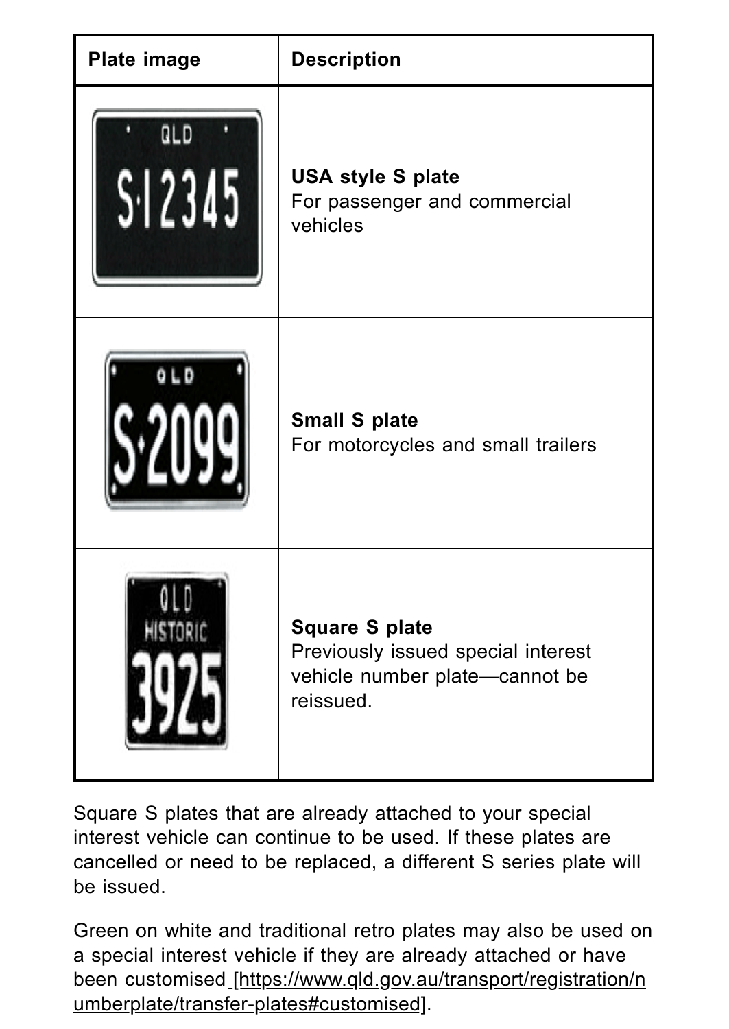| Plate image | Description |
| --- | --- |
| | **USA style S plate**<br>For passenger and commercial vehicles |
| | **Small S plate**<br>For motorcycles and small trailers |
| | **Square S plate**<br>Previously issued special interest vehicle number plate—cannot be reissued. |

Square S plates that are already attached to your special interest vehicle can continue to be used. If these plates are cancelled or need to be replaced, a different S series plate will be issued.

Green on white and traditional retro plates may also be used on a special interest vehicle if they are already attached or have been customised [https://www.qld.gov.au/transport/registration/numberplate/transfer-plates#customised].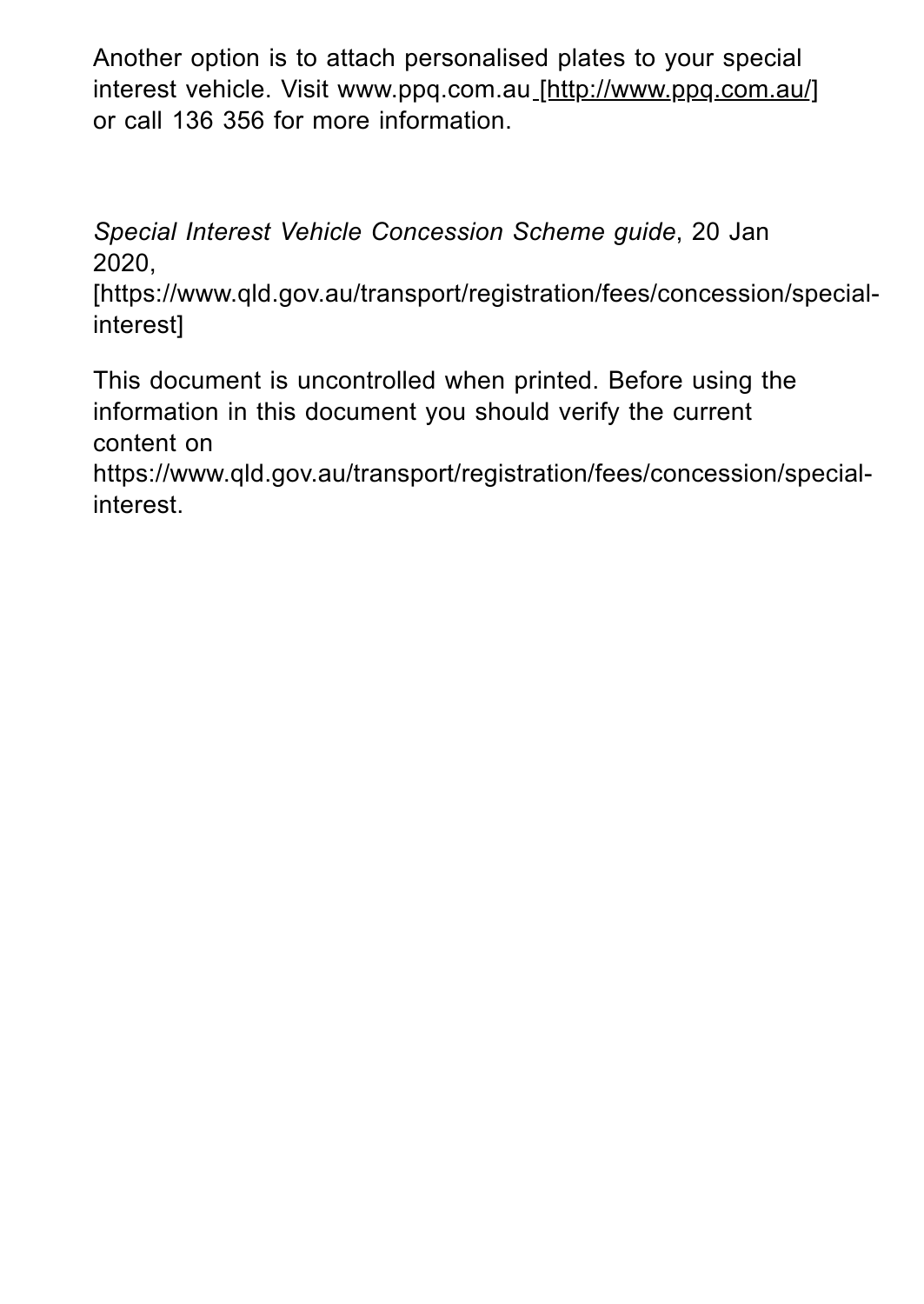Another option is to attach personalised plates to your special interest vehicle. Visit www.ppq.com.au [http://www.ppq.com.au/] or call 136 356 for more information.

*Special Interest Vehicle Concession Scheme guide*, 20 Jan 2020, [https://www.qld.gov.au/transport/registration/fees/concession/special-interest]

This document is uncontrolled when printed. Before using the information in this document you should verify the current content on https://www.qld.gov.au/transport/registration/fees/concession/special-interest.